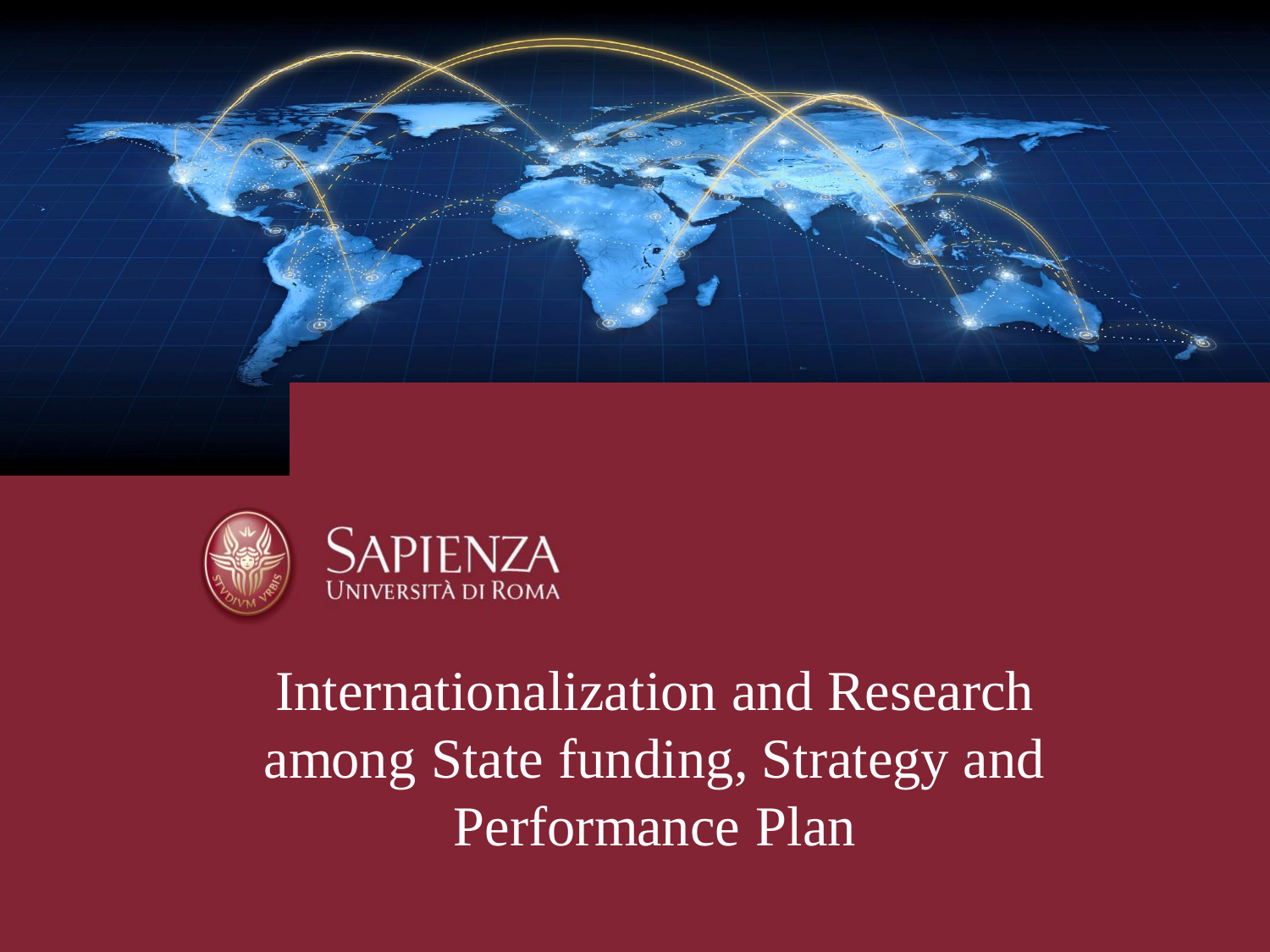SAPIENZA
UNIVERSITÀ DI ROMA

# Internationalization and Research among State funding, Strategy and Performance Plan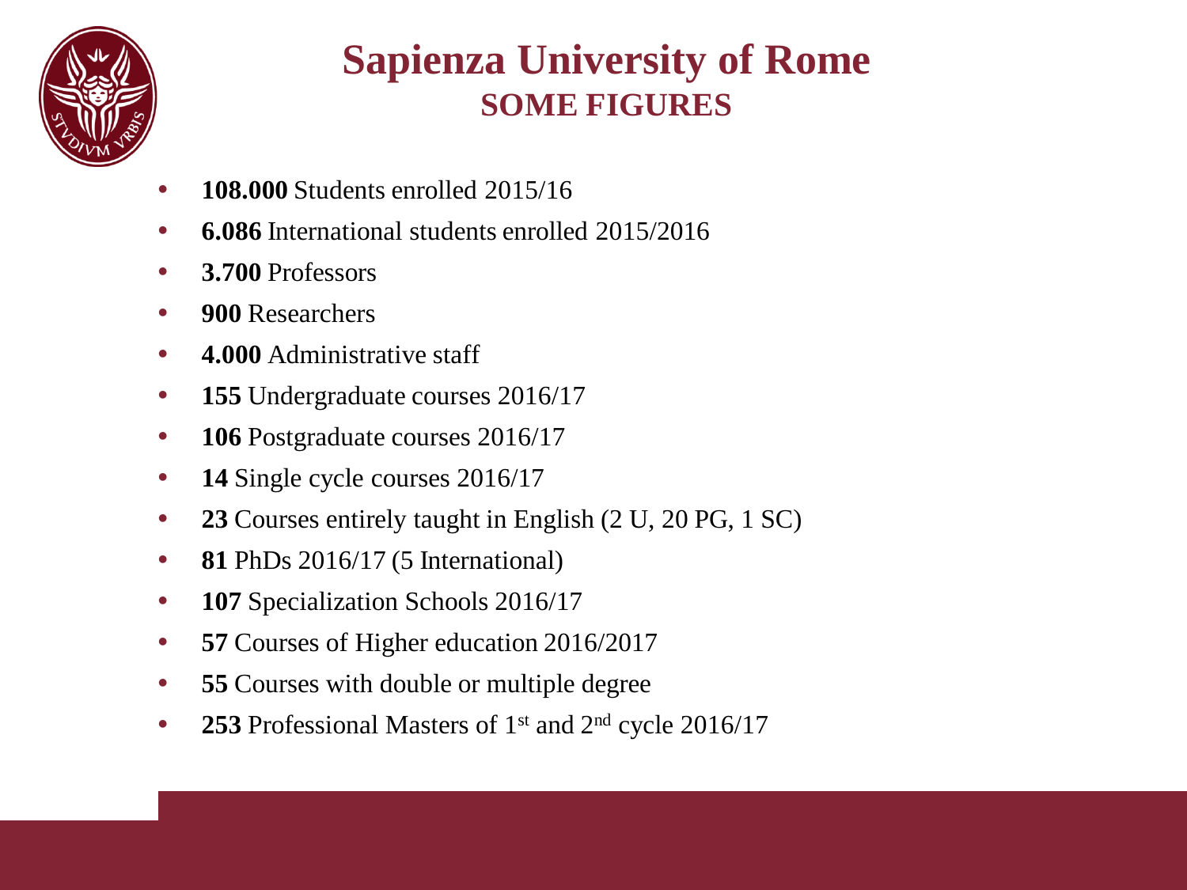# Sapienza University of Rome

## SOME FIGURES

- **108.000** Students enrolled 2015/16
- **6.086** International students enrolled 2015/2016
- **3.700** Professors
- **900** Researchers
- **4.000** Administrative staff
- **155** Undergraduate courses 2016/17
- **106** Postgraduate courses 2016/17
- **14** Single cycle courses 2016/17
- **23** Courses entirely taught in English (2 U, 20 PG, 1 SC)
- **81** PhDs 2016/17 (5 International)
- **107** Specialization Schools 2016/17
- **57** Courses of Higher education 2016/2017
- **55** Courses with double or multiple degree
- **253** Professional Masters of 1st and 2nd cycle 2016/17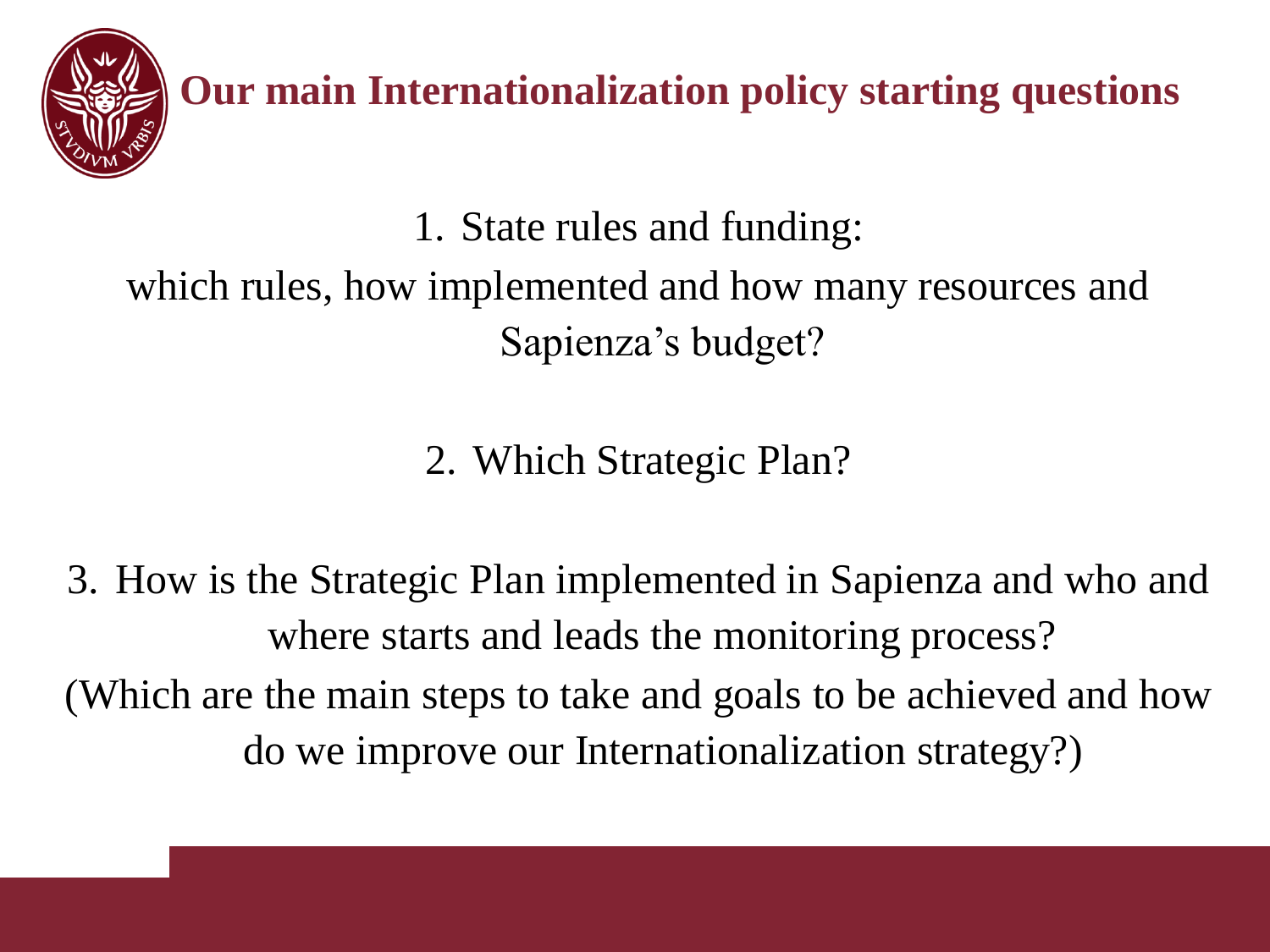# Our main Internationalization policy starting questions

1. State rules and funding: which rules, how implemented and how many resources and Sapienza's budget?

2. Which Strategic Plan?

3. How is the Strategic Plan implemented in Sapienza and who and where starts and leads the monitoring process? (Which are the main steps to take and goals to be achieved and how do we improve our Internationalization strategy?)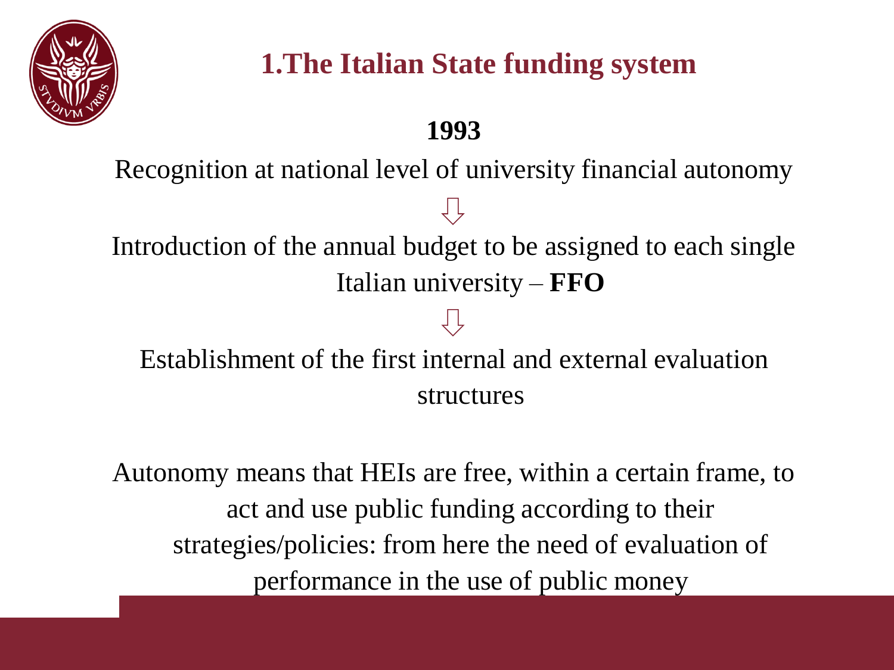# 1.The Italian State funding system

**1993**

Recognition at national level of university financial autonomy

⇩

Introduction of the annual budget to be assigned to each single Italian university – **FFO**

⇩

Establishment of the first internal and external evaluation structures

Autonomy means that HEIs are free, within a certain frame, to act and use public funding according to their strategies/policies: from here the need of evaluation of performance in the use of public money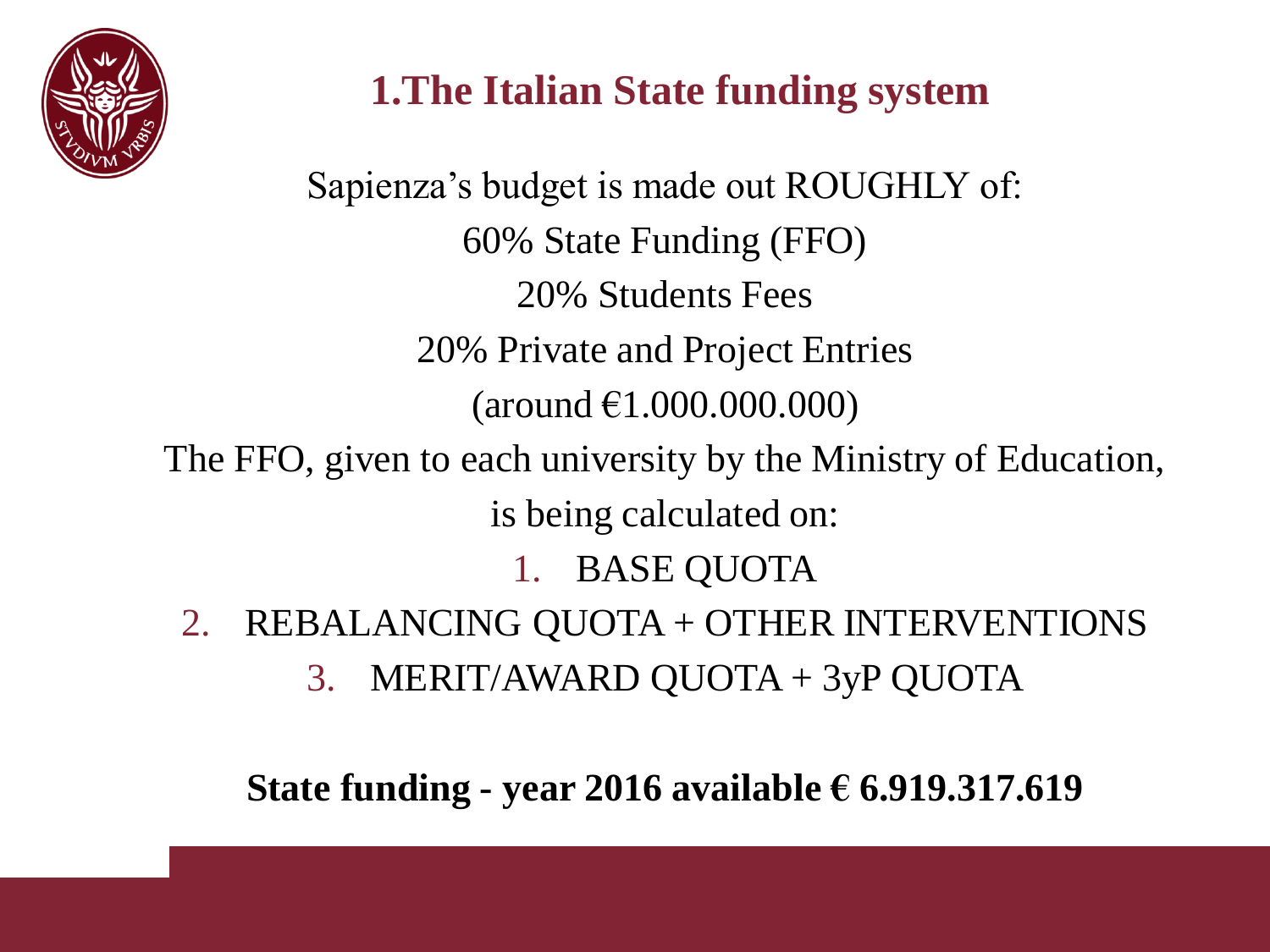# 1.The Italian State funding system

Sapienza's budget is made out ROUGHLY of:

60% State Funding (FFO)

20% Students Fees

20% Private and Project Entries

(around €1.000.000.000)

The FFO, given to each university by the Ministry of Education, is being calculated on:

1. BASE QUOTA
2. REBALANCING QUOTA + OTHER INTERVENTIONS
3. MERIT/AWARD QUOTA + 3yP QUOTA

**State funding - year 2016 available € 6.919.317.619**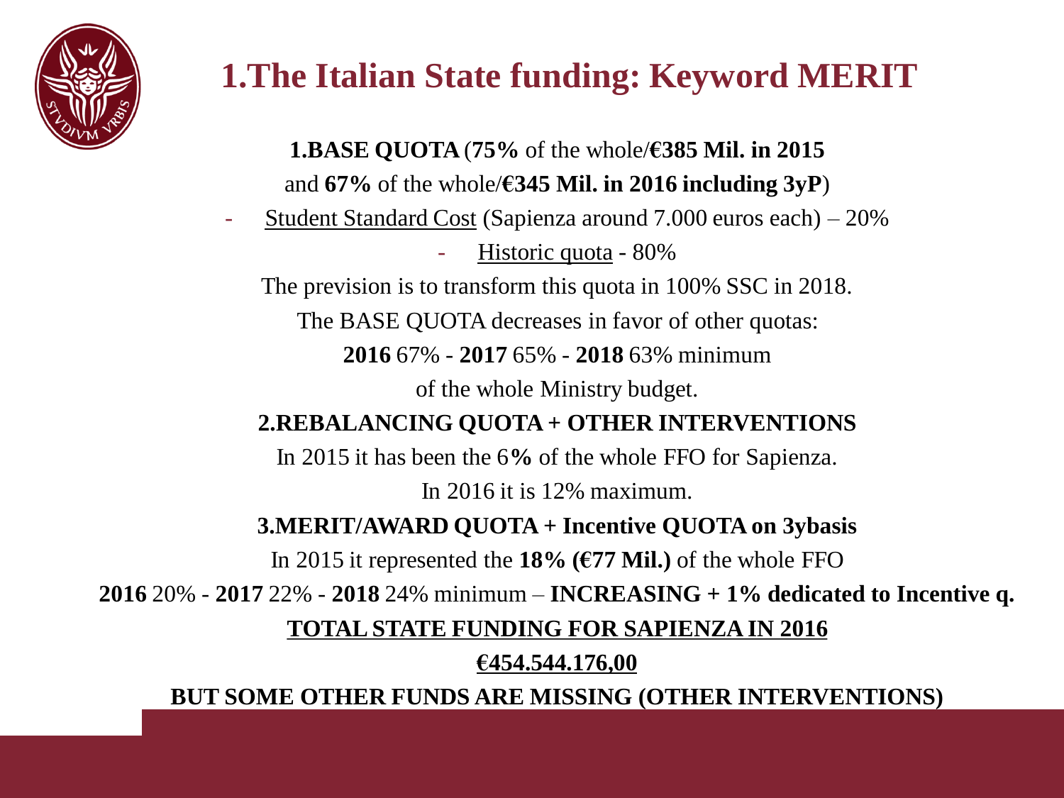# 1.The Italian State funding: Keyword MERIT

**1.BASE QUOTA** (**75%** of the whole/**€385 Mil. in 2015** and **67%** of the whole/**€345 Mil. in 2016 including 3yP**)

- Student Standard Cost (Sapienza around 7.000 euros each) – 20%
- Historic quota - 80%

The prevision is to transform this quota in 100% SSC in 2018.

The BASE QUOTA decreases in favor of other quotas:

**2016** 67% - **2017** 65% - **2018** 63% minimum of the whole Ministry budget.

**2.REBALANCING QUOTA + OTHER INTERVENTIONS**

In 2015 it has been the 6**%** of the whole FFO for Sapienza.

In 2016 it is 12% maximum.

**3.MERIT/AWARD QUOTA + Incentive QUOTA on 3ybasis**

In 2015 it represented the **18% (€77 Mil.)** of the whole FFO

**2016** 20% - **2017** 22% - **2018** 24% minimum – **INCREASING + 1% dedicated to Incentive q.**

**TOTAL STATE FUNDING FOR SAPIENZA IN 2016**

**€454.544.176,00**

**BUT SOME OTHER FUNDS ARE MISSING (OTHER INTERVENTIONS)**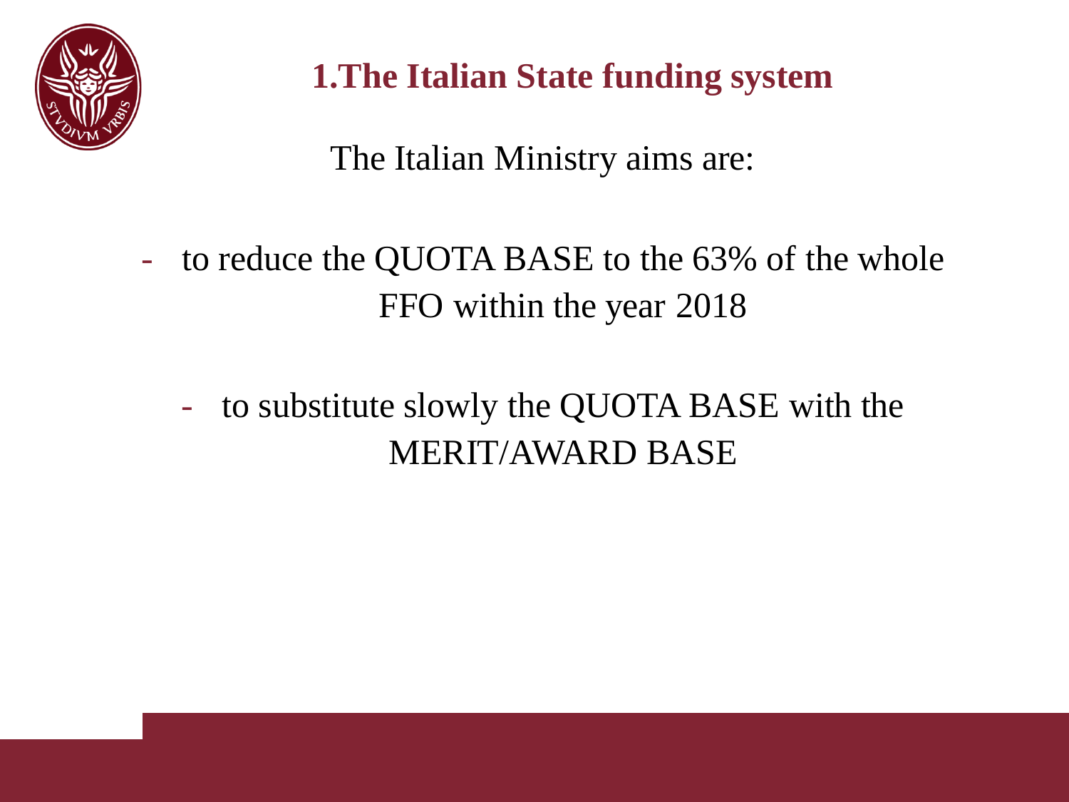## 1.The Italian State funding system

The Italian Ministry aims are:

- to reduce the QUOTA BASE to the 63% of the whole FFO within the year 2018
- to substitute slowly the QUOTA BASE with the MERIT/AWARD BASE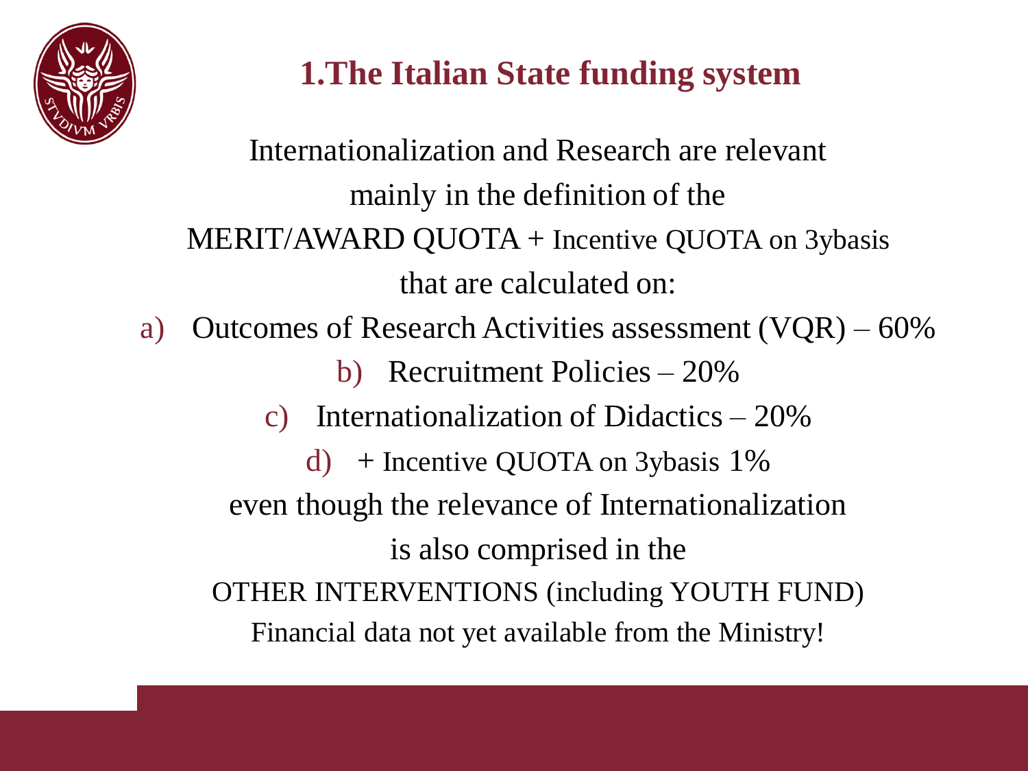# 1.The Italian State funding system

Internationalization and Research are relevant mainly in the definition of the MERIT/AWARD QUOTA + Incentive QUOTA on 3ybasis that are calculated on:

a) Outcomes of Research Activities assessment (VQR) – 60%
b) Recruitment Policies – 20%
c) Internationalization of Didactics – 20%
d) + Incentive QUOTA on 3ybasis 1%

even though the relevance of Internationalization is also comprised in the OTHER INTERVENTIONS (including YOUTH FUND)

Financial data not yet available from the Ministry!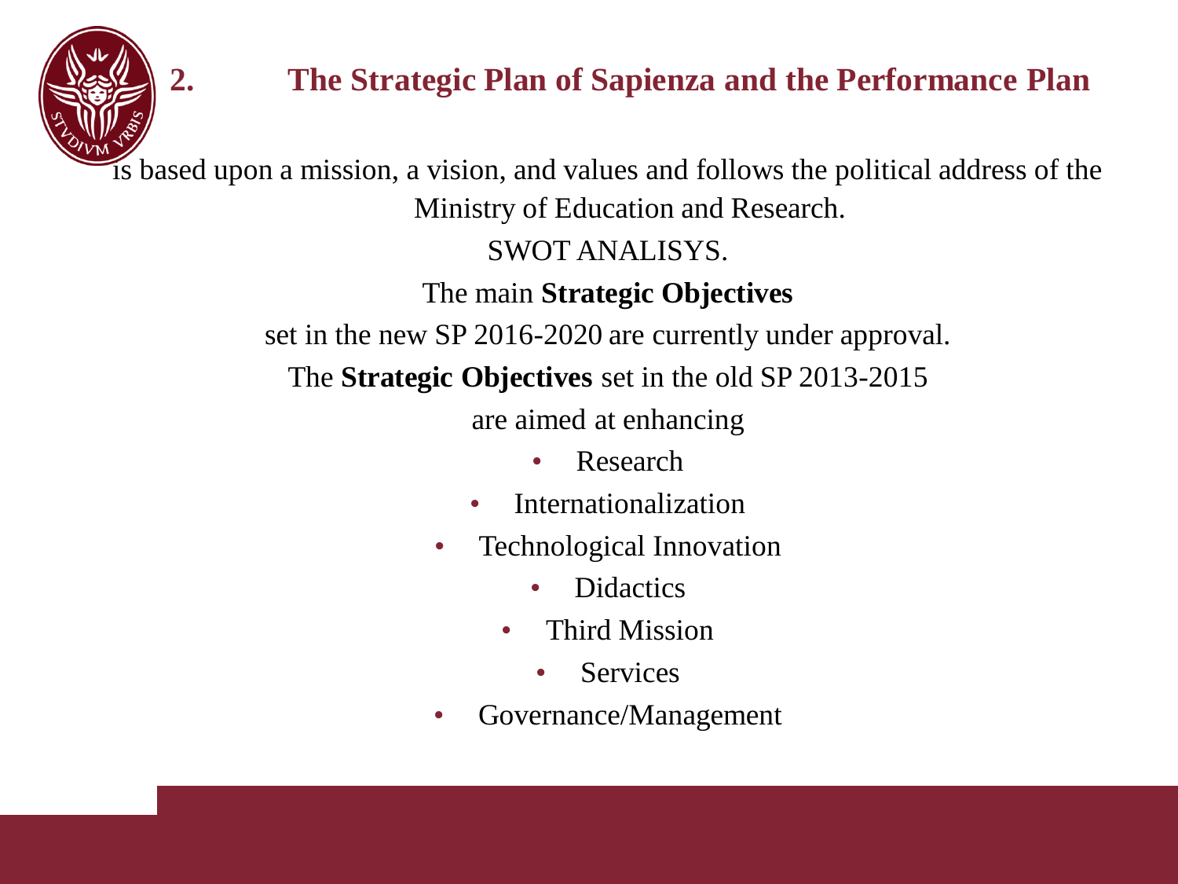## 2. The Strategic Plan of Sapienza and the Performance Plan

is based upon a mission, a vision, and values and follows the political address of the Ministry of Education and Research.

SWOT ANALISYS.

The main **Strategic Objectives**

set in the new SP 2016-2020 are currently under approval.

The **Strategic Objectives** set in the old SP 2013-2015

are aimed at enhancing

- Research
- Internationalization
- Technological Innovation
- Didactics
- Third Mission
- Services
- Governance/Management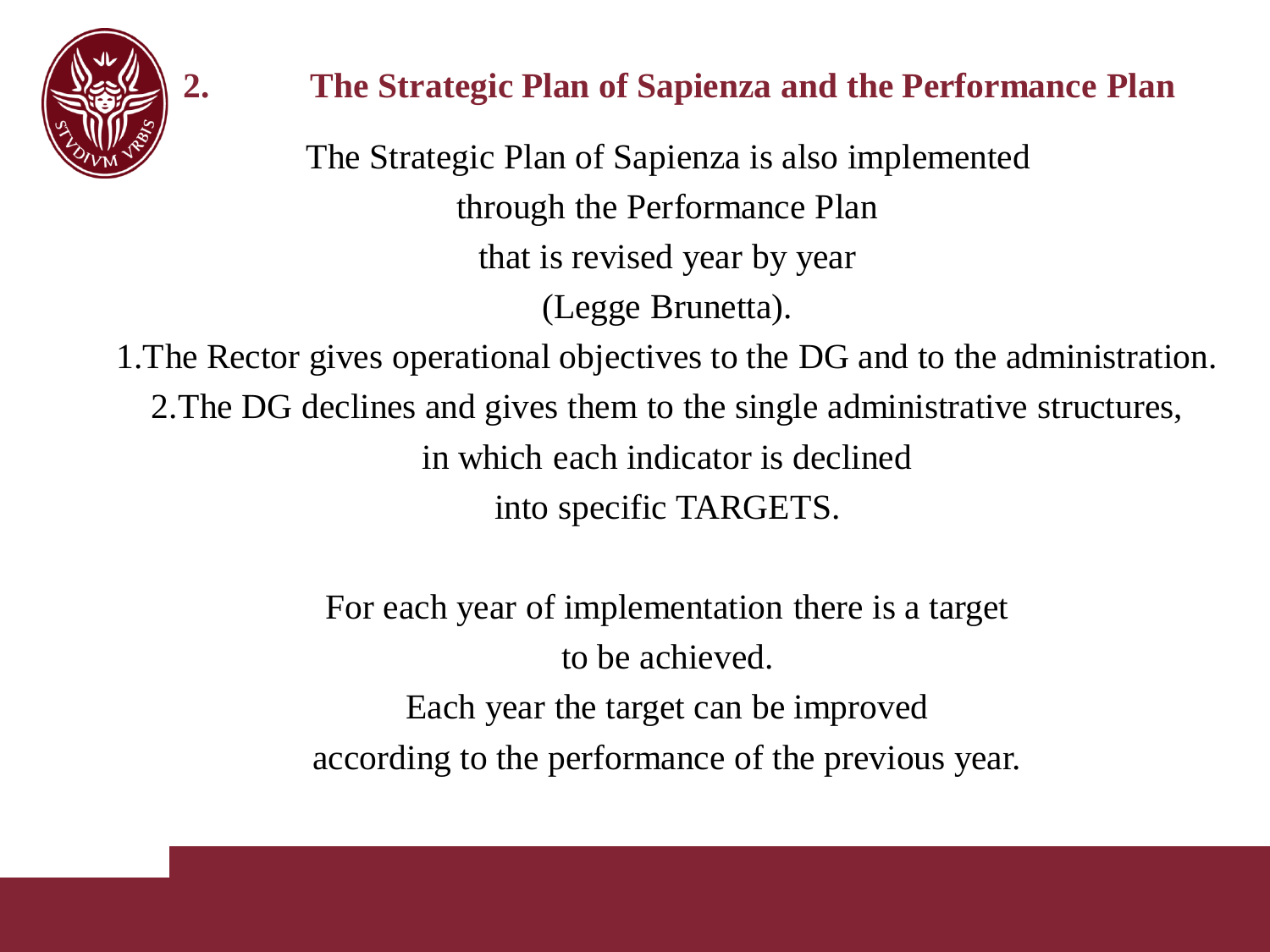## 2. The Strategic Plan of Sapienza and the Performance Plan

The Strategic Plan of Sapienza is also implemented through the Performance Plan that is revised year by year (Legge Brunetta).

1. The Rector gives operational objectives to the DG and to the administration.
2. The DG declines and gives them to the single administrative structures, in which each indicator is declined into specific TARGETS.

For each year of implementation there is a target to be achieved.

Each year the target can be improved according to the performance of the previous year.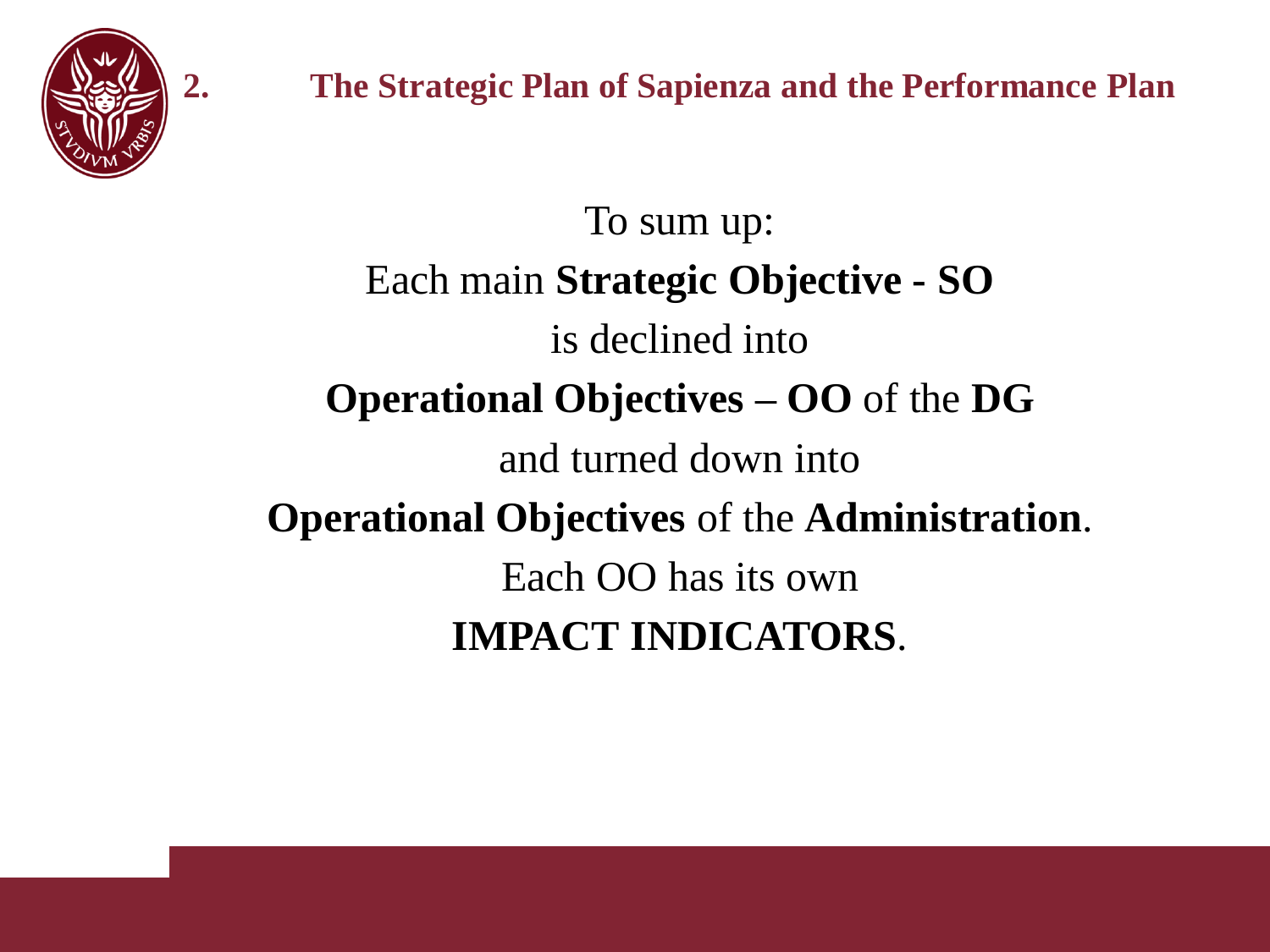## 2. The Strategic Plan of Sapienza and the Performance Plan

To sum up:

Each main **Strategic Objective - SO**

is declined into

**Operational Objectives – OO** of the **DG**

and turned down into

**Operational Objectives** of the **Administration**.

Each OO has its own

**IMPACT INDICATORS**.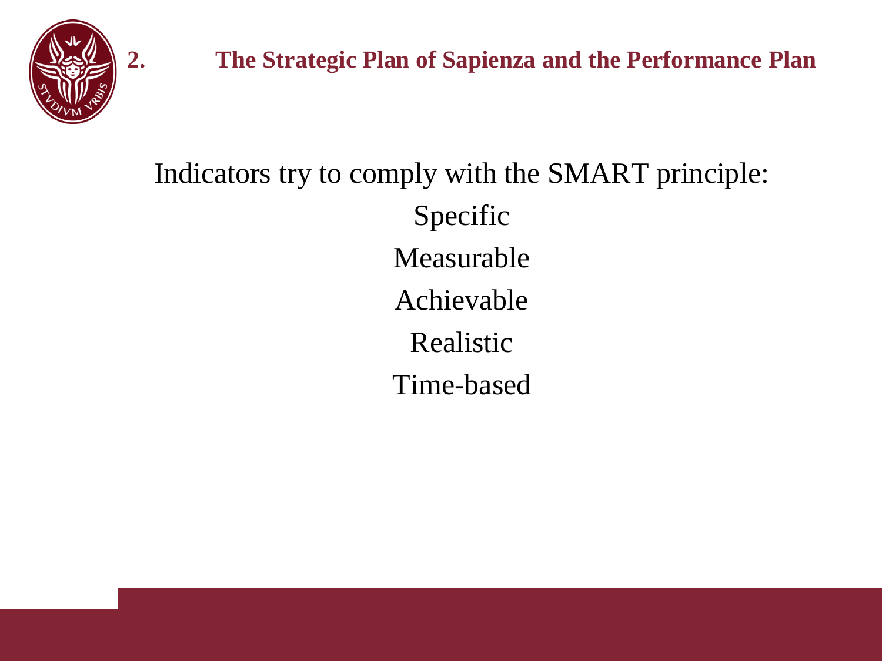## 2. The Strategic Plan of Sapienza and the Performance Plan

Indicators try to comply with the SMART principle:

Specific

Measurable

Achievable

Realistic

Time-based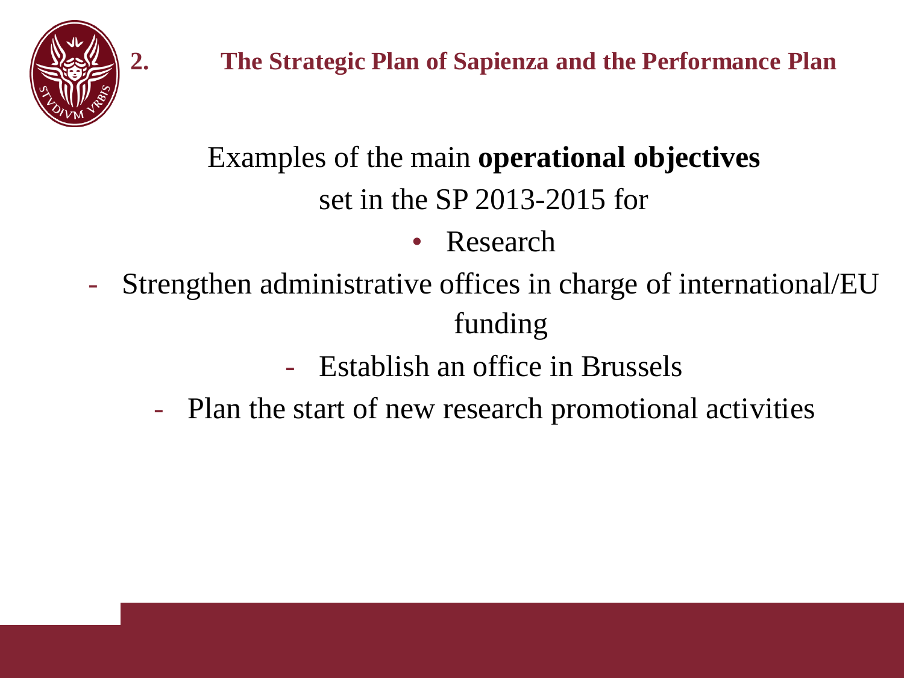## 2. The Strategic Plan of Sapienza and the Performance Plan

Examples of the main **operational objectives** set in the SP 2013-2015 for

- Research
  - Strengthen administrative offices in charge of international/EU funding
  - Establish an office in Brussels
  - Plan the start of new research promotional activities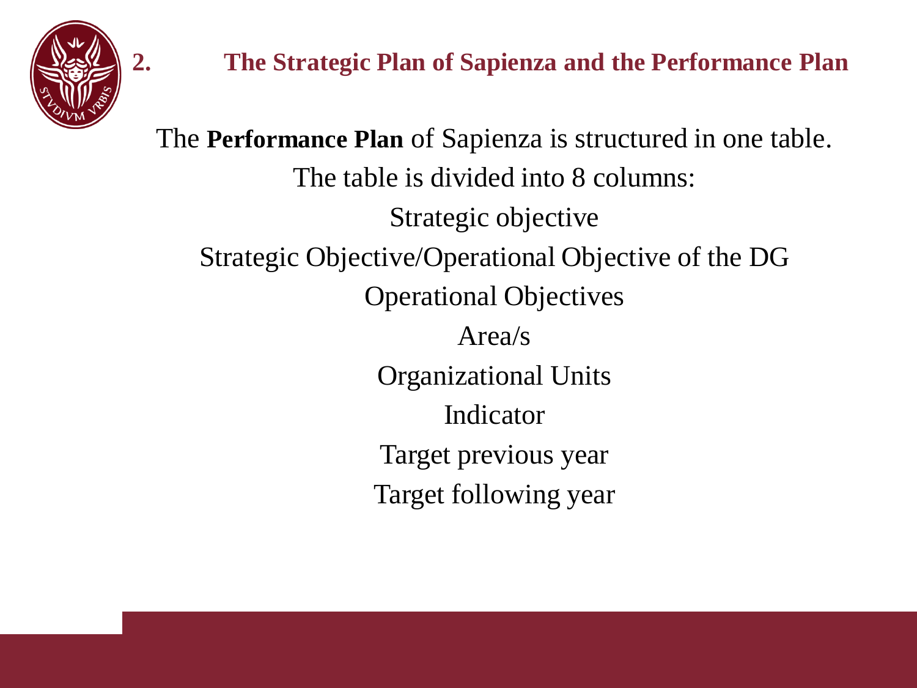## 2. The Strategic Plan of Sapienza and the Performance Plan

The **Performance Plan** of Sapienza is structured in one table.

The table is divided into 8 columns:

Strategic objective

Strategic Objective/Operational Objective of the DG

Operational Objectives

Area/s

Organizational Units

Indicator

Target previous year

Target following year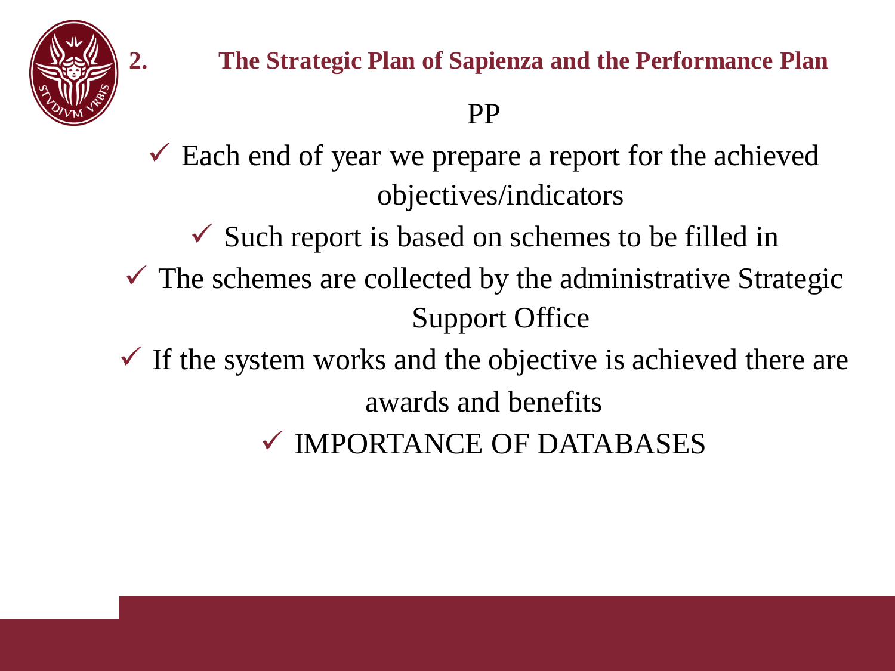## 2. The Strategic Plan of Sapienza and the Performance Plan

PP

- ✓ Each end of year we prepare a report for the achieved objectives/indicators
- ✓ Such report is based on schemes to be filled in
- ✓ The schemes are collected by the administrative Strategic Support Office
- ✓ If the system works and the objective is achieved there are awards and benefits
- ✓ IMPORTANCE OF DATABASES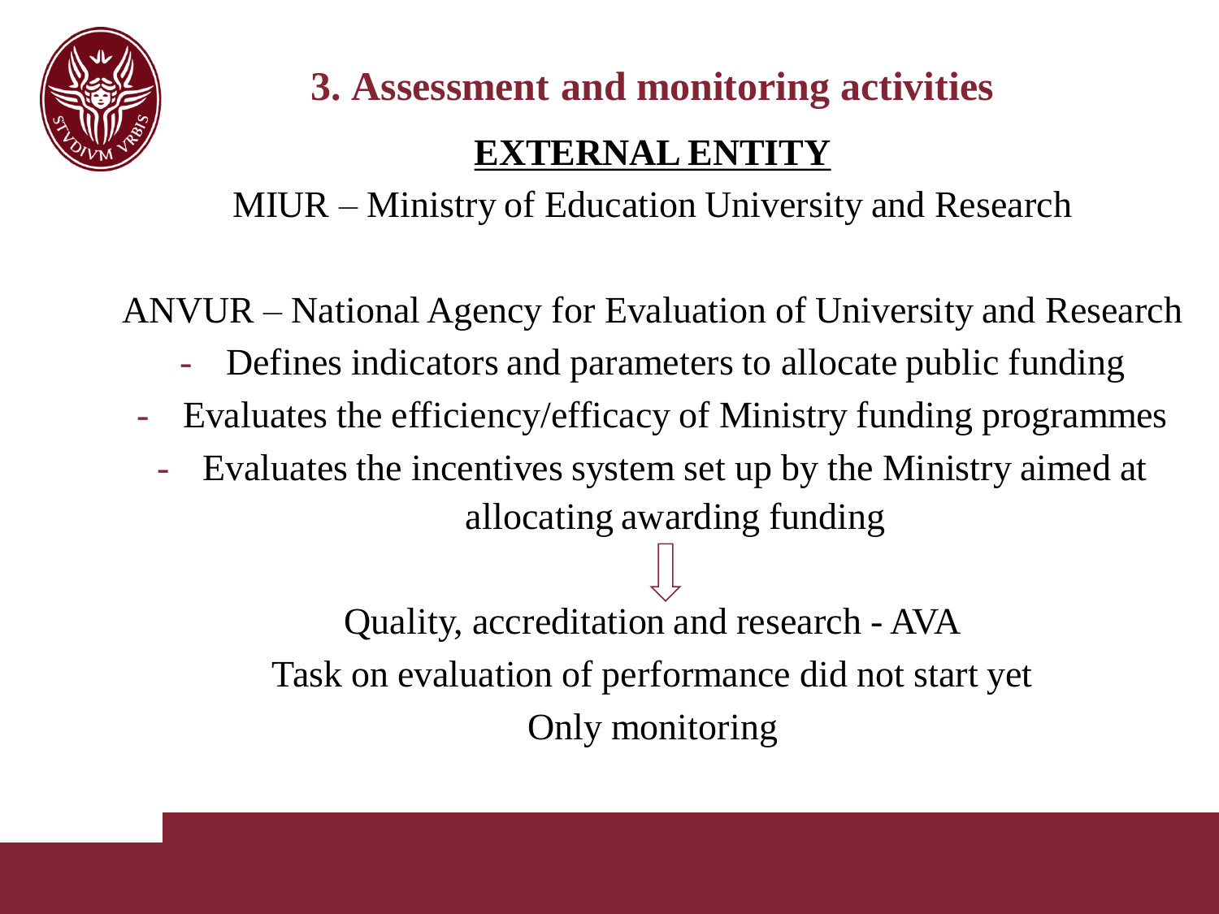# 3. Assessment and monitoring activities

## EXTERNAL ENTITY

MIUR – Ministry of Education University and Research

ANVUR – National Agency for Evaluation of University and Research

- Defines indicators and parameters to allocate public funding
- Evaluates the efficiency/efficacy of Ministry funding programmes
- Evaluates the incentives system set up by the Ministry aimed at allocating awarding funding

⇩

Quality, accreditation and research - AVA

Task on evaluation of performance did not start yet

Only monitoring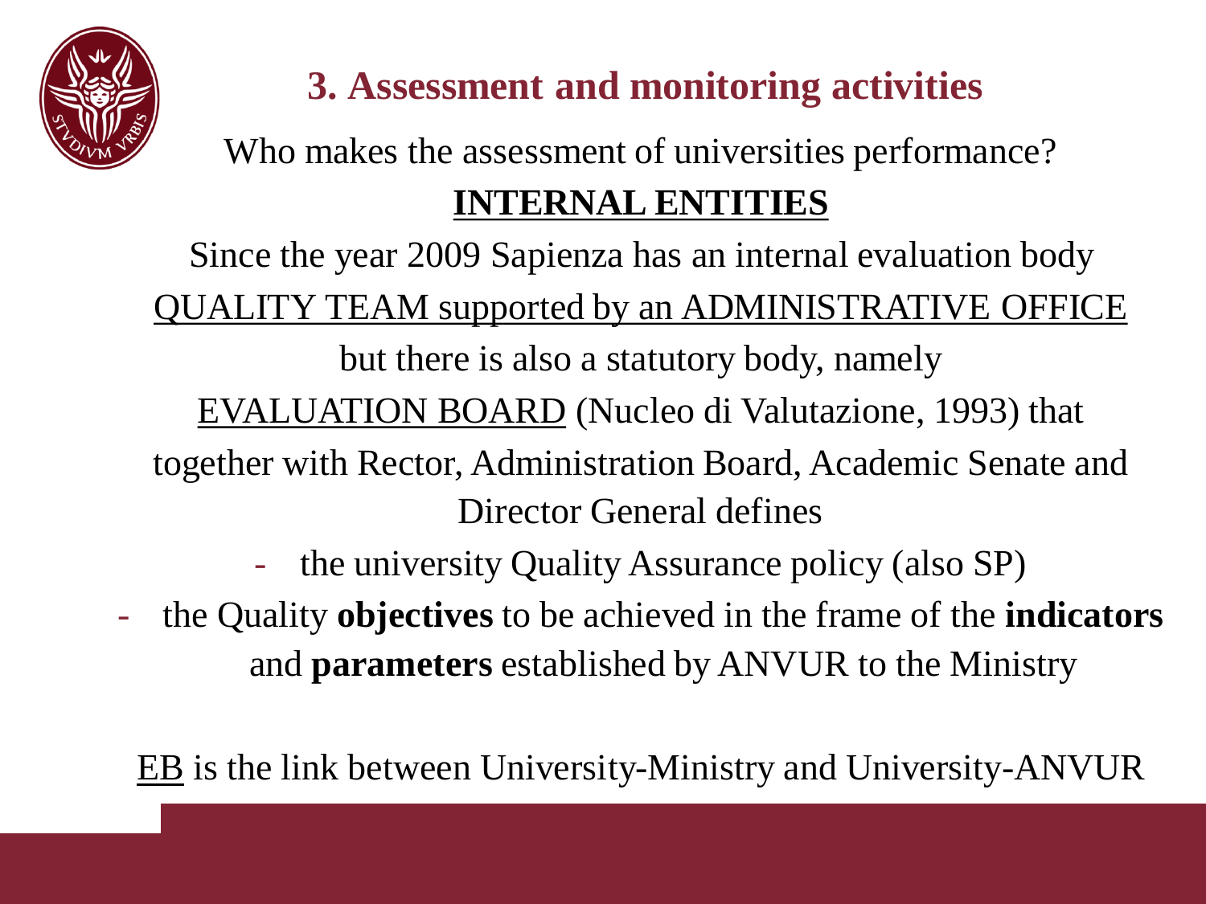## 3. Assessment and monitoring activities

Who makes the assessment of universities performance?

**INTERNAL ENTITIES**

Since the year 2009 Sapienza has an internal evaluation body

QUALITY TEAM supported by an ADMINISTRATIVE OFFICE

but there is also a statutory body, namely

EVALUATION BOARD (Nucleo di Valutazione, 1993) that together with Rector, Administration Board, Academic Senate and Director General defines

- the university Quality Assurance policy (also SP)
- the Quality **objectives** to be achieved in the frame of the **indicators** and **parameters** established by ANVUR to the Ministry

EB is the link between University-Ministry and University-ANVUR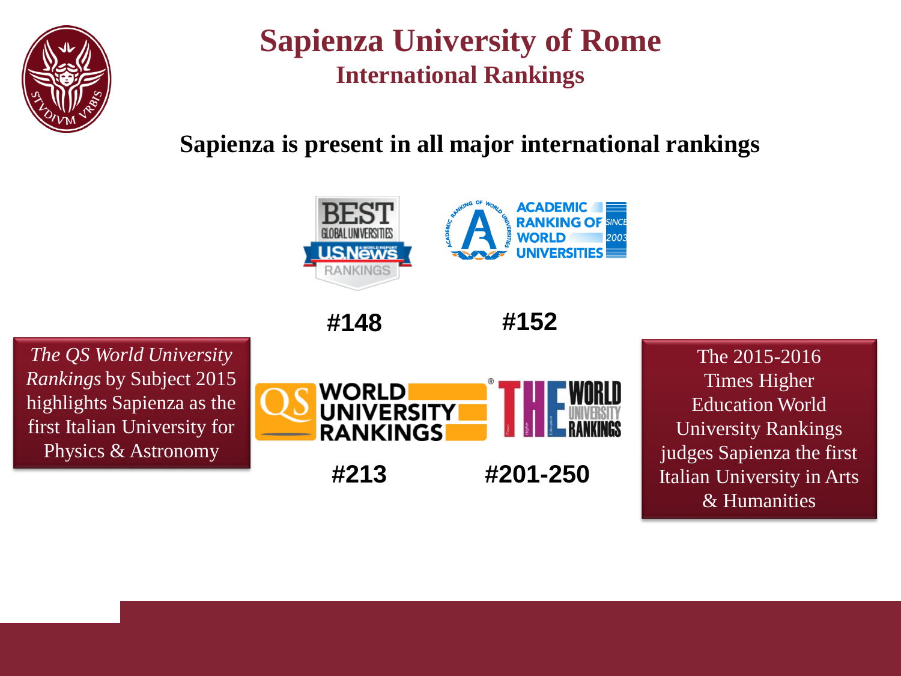# Sapienza University of Rome

## International Rankings

**Sapienza is present in all major international rankings**

| Ranking | Position |
| --- | --- |
| Best Global Universities – U.S. News Rankings | **#148** |
| Academic Ranking of World Universities | **#152** |
| QS World University Rankings | **#213** |
| THE World University Rankings | **#201-250** |

*The QS World University Rankings* by Subject 2015 highlights Sapienza as the first Italian University for Physics & Astronomy

The 2015-2016 Times Higher Education World University Rankings judges Sapienza the first Italian University in Arts & Humanities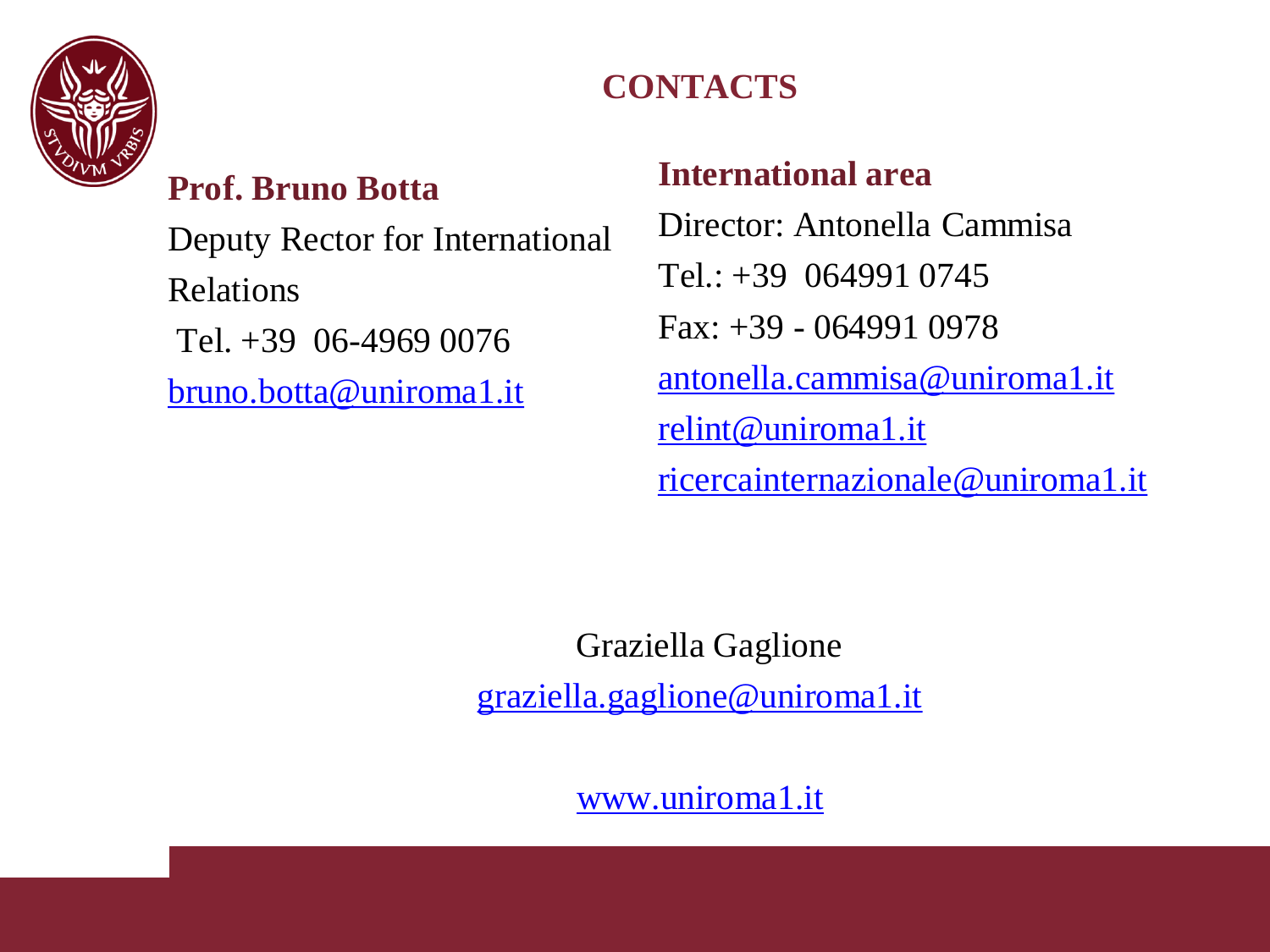# CONTACTS

**Prof. Bruno Botta**

Deputy Rector for International Relations

Tel. +39 06-4969 0076

bruno.botta@uniroma1.it

**International area**

Director: Antonella Cammisa

Tel.: +39 064991 0745

Fax: +39 - 064991 0978

antonella.cammisa@uniroma1.it

relint@uniroma1.it

ricercainternazionale@uniroma1.it

Graziella Gaglione

graziella.gaglione@uniroma1.it

www.uniroma1.it